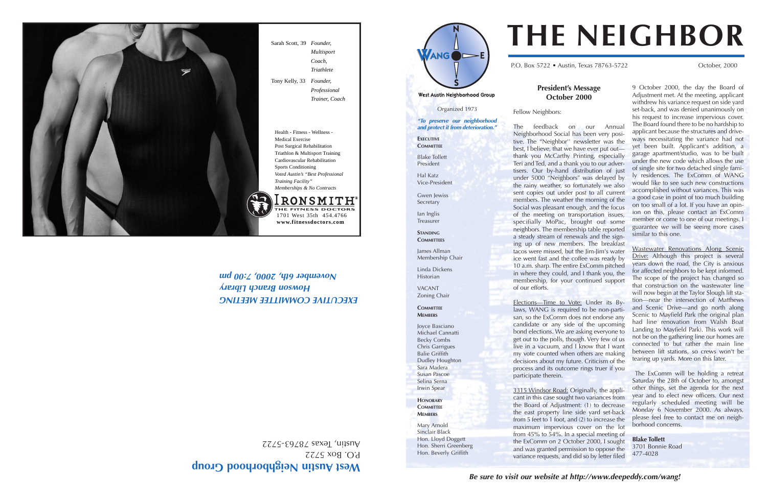Sarah Scott, 39 *Founder, Multisport Coach, Triathlete*

Tony Kelly, 33 *Founder, Professional Trainer, Coach*

Health - Fitness - Wellness - Medical Exercise
Post Surgical Rehabilitation
Triathlon & Multisport Training
Cardiovascular Rehabilitation
Sports Conditioning
*Voted Austin's "Best Professional Training Facility"*
*Memberships & No Contracts*

**IRONSMITH®**
THE FITNESS DOCTORS
1701 West 35th 454.4766
**www.fitnessdoctors.com**

***EXECUTIVE COMMITTEE MEETING***
***Howson Branch Library***
***November 6th, 2000, 7:00 pm***

**West Austin Neighborhood Group**
P.O. Box 5722
Austin, Texas 78763-5722

---

WANG

West Austin Neighborhood Group

Organized 1973

***"To preserve our neighborhood and protect it from deterioration."***

**EXECUTIVE COMMITTEE**

Blake Tollett
President

Hal Katz
Vice-President

Gwen Jewiss
Secretary

Ian Inglis
Treasurer

**STANDING COMMITTEES**

James Allman
Membership Chair

Linda Dickens
Historian

VACANT
Zoning Chair

**COMMITTEE MEMBERS**

Joyce Basciano
Michael Cannatti
Becky Combs
Chris Garrigues
Balie Griffith
Dudley Houghton
Sara Madera
Susan Pascoe
Selina Serna
Irwin Spear

**HONORARY COMMITTEE MEMBERS**

Mary Arnold
Sinclair Black
Hon. Lloyd Doggett
Hon. Sherri Greenberg
Hon. Beverly Griffith

# THE NEIGHBOR

P.O. Box 5722 • Austin, Texas 78763-5722

October, 2000

## President's Message October 2000

Fellow Neighbors:

The feedback on our Annual Neighborhood Social has been very positive. The "Neighbor" newsletter was the best, I believe, that we have ever put out—thank you McCarthy Printing, especially Teri and Ted, and a thank you to our advertisers. Our by-hand distribution of just under 5000 "Neighbors" was delayed by the rainy weather, so fortunately we also sent copies out under post to all current members. The weather the morning of the Social was pleasant enough, and the focus of the meeting on transportation issues, specifially MoPac, brought out some neighbors. The membership table reported a steady stream of renewals and the signing up of new members. The breakfast tacos were missed, but the Jim-Jim's water ice went fast and the coffee was ready by 10 a.m. sharp. The entire ExComm pitched in where they could, and I thank you, the membership, for your continued support of our efforts.

Elections—Time to Vote: Under its By-laws, WANG is required to be non-partisan, so the ExComm does not endorse any candidate or any side of the upcoming bond elections. We are asking everyone to get out to the polls, though. Very few of us live in a vacuum, and I know that I want my vote counted when others are making decisions about my future. Criticism of the process and its outcome rings truer if you participate therein.

3315 Windsor Road: Originally, the applicant in this case sought two variances from the Board of Adjustment: (1) to decrease the east property line side yard set-back from 5 feet to 1 foot, and (2) to increase the maximum impervious cover on the lot from 45% to 54%. In a special meeting of the ExComm on 2 October 2000, I sought and was granted permission to oppose the variance requests, and did so by letter filed 9 October 2000, the day the Board of Adjustment met. At the meeting, applicant withdrew his variance request on side yard set-back, and was denied unanimously on his request to increase impervious cover. The Board found there to be no hardship to applicant because the structures and driveways necessitating the variance had not yet been built. Applicant's addition, a garage apartment/studio, was to be built under the new code which allows the use of single site for two detached single family residences. The ExComm of WANG would like to see such new constructions accomplished without variances. This was a good case in point of too much building on too small of a lot. If you have an opinion on this, please contact an ExComm member or come to one of our meetings. I guarantee we will be seeing more cases similar to this one.

Wastewater Renovations Along Scenic Drive: Although this project is several years down the road, the City is anxious for affected neighbors to be kept informed. The scope of the project has changed so that construction on the wastewater line will now begin at the Taylor Slough lift station—near the intersection of Matthews and Scenic Drive—and go north along Scenic to Mayfield Park (the original plan had line renovation from Walsh Boat Landing to Mayfield Park). This work will not be on the gathering line our homes are connected to but rather the main line between lift stations, so crews won't be tearing up yards. More on this later.

The ExComm will be holding a retreat Saturday the 28th of October to, amongst other things, set the agenda for the next year and to elect new officers. Our next regularly scheduled meeting will be Monday 6 November 2000. As always, please feel free to contact me on neighborhood concerns.

**Blake Tollett**
3701 Bonnie Road
477-4028

***Be sure to visit our website at http://www.deepeddy.com/wang!***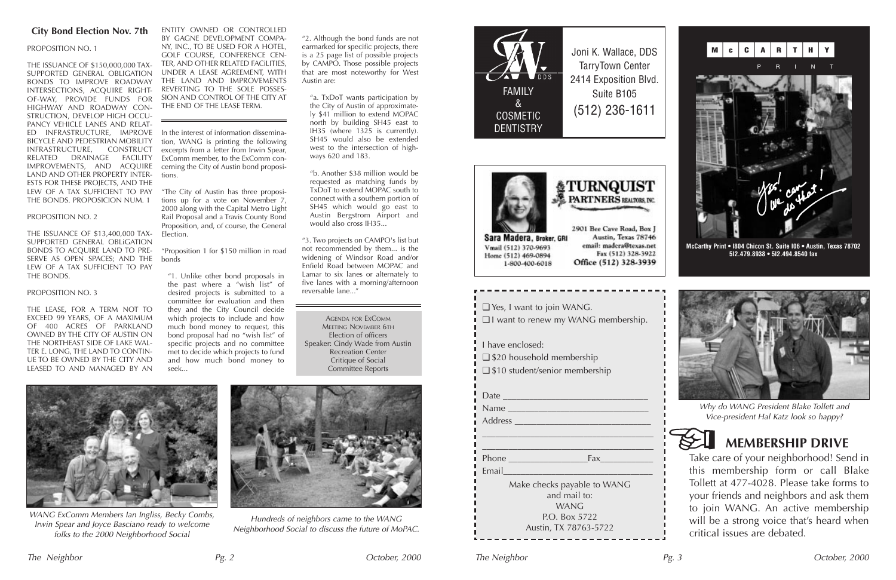## City Bond Election Nov. 7th

PROPOSITION NO. 1

THE ISSUANCE OF $150,000,000 TAX-SUPPORTED GENERAL OBLIGATION BONDS TO IMPROVE ROADWAY INTERSECTIONS, ACQUIRE RIGHT-OF-WAY, PROVIDE FUNDS FOR HIGHWAY AND ROADWAY CONSTRUCTION, DEVELOP HIGH OCCUPANCY VEHICLE LANES AND RELATED INFRASTRUCTURE, IMPROVE BICYCLE AND PEDESTRIAN MOBILITY INFRASTRUCTURE, CONSTRUCT RELATED DRAINAGE FACILITY IMPROVEMENTS, AND ACQUIRE LAND AND OTHER PROPERTY INTERESTS FOR THESE PROJECTS, AND THE LEW OF A TAX SUFFICIENT TO PAY THE BONDS. PROPOSICION NUM. 1

PROPOSITION NO. 2

THE ISSUANCE OF $13,400,000 TAX-SUPPORTED GENERAL OBLiGATION BONDS TO ACQUIRE LAND TO PRESERVE AS OPEN SPACES; AND THE LEW OF A TAX SUFFICIENT TO PAY THE BONDS.

PROPOSITION NO. 3

THE LEASE, FOR A TERM NOT TO EXCEED 99 YEARS, OF A MAXIMUM OF 400 ACRES OF PARKLAND OWNED BY THE CITY OF AUSTIN ON THE NORTHEAST SIDE OF LAKE WALTER E. LONG, THE LAND TO CONTINUE TO BE OWNED BY THE CITY AND LEASED TO AND MANAGED BY AN ENTITY OWNED OR CONTROLLED BY GAGNE DEVELOPMENT COMPANY, INC., TO BE USED FOR A HOTEL, GOLF COURSE, CONFERENCE CENTER, AND OTHER RELATED FACiLITIES, UNDER A LEASE AGREEMENT, WITH THE LAND AND IMPROVEMENTS REVERTING TO THE SOLE POSSESSION AND CONTROL OF THE CITY AT THE END OF THE LEASE TERM.

---

In the interest of information dissemination, WANG is printing the following excerpts from a letter from Irwin Spear, ExComm member, to the ExComm concerning the City of Austin bond propositions.

"The City of Austin has three propositions up for a vote on November 7, 2000 along with the Capital Metro Light Rail Proposal and a Travis County Bond Proposition, and, of course, the General Election.

"Proposition 1 for $150 million in road bonds

"1. Unlike other bond proposals in the past where a "wish list" of desired projects is submitted to a committee for evaluation and then they and the City Council decide which projects to include and how much bond money to request, this bond proposal had no "wish list" of specific projects and no committee met to decide which projects to fund and how much bond money to seek...

"2. Although the bond funds are not earmarked for specific projects, there is a 25 page list of possible projects by CAMPO. Those possible projects that are most noteworthy for West Austin are:

"a. TxDoT wants participation by the City of Austin of approximately $41 million to extend MOPAC north by building SH45 east to IH35 (where 1325 is currently). SH45 would also be extended west to the intersection of highways 620 and 183.

"b. Another $38 million would be requested as matching funds by TxDoT to extend MOPAC south to connect with a southern portion of SH45 which would go east to Austin Bergstrom Airport and would also cross IH35...

"3. Two projects on CAMPO's list but not recommended by them... is the widening of Windsor Road and/or Enfield Road between MOPAC and Lamar to six lanes or alternately to five lanes with a morning/afternoon reversable lane..."

---

AGENDA FOR EXCOMM MEETING NOVEMBER 6TH
Election of officers
Speaker: Cindy Wade from Austin Recreation Center
Critique of Social Committee Reports

*WANG ExComm Members Ian Ingliss, Becky Combs, Irwin Spear and Joyce Basciano ready to welcome folks to the 2000 Neighborhood Social*

*Hundreds of neighbors came to the WANG Neighborhood Social to discuss the future of MoPAC.*

---

FAMILY & COSMETIC DENTISTRY

Joni K. Wallace, DDS
TarryTown Center
2414 Exposition Blvd.
Suite B105
(512) 236-1611

---

McCARTHY PRINT

Yes! We can do that!

McCarthy Print • l804 Chicon St. Suite l06 • Austin, Texas 78702
5l2.479.8938 • 5l2.494.8540 fax

---

TURNQUIST PARTNERS REALTORS, INC.

Sara Madera, Broker, GRI
Vmail (512) 370-9693
Home (512) 469-0894
1-800-400-6018

2901 Bee Cave Road, Box J
Austin, Texas 78746
email: madera@texas.net
Fax (512) 328-3922
Office (512) 328-3939

---

❑ Yes, I want to join WANG.
❑ I want to renew my WANG membership.

I have enclosed:
❑ $20 household membership
❑ $10 student/senior membership

Date ______________________________
Name ______________________________
Address ____________________________
___________________________________
___________________________________
Phone ________________Fax___________
Email_______________________________

Make checks payable to WANG
and mail to:
WANG
P.O. Box 5722
Austin, TX 78763-5722

---

*Why do WANG President Blake Tollett and Vice-president Hal Katz look so happy?*

## MEMBERSHIP DRIVE

Take care of your neighborhood! Send in this membership form or call Blake Tollett at 477-4028. Please take forms to your friends and neighbors and ask them to join WANG. An active membership will be a strong voice that's heard when critical issues are debated.